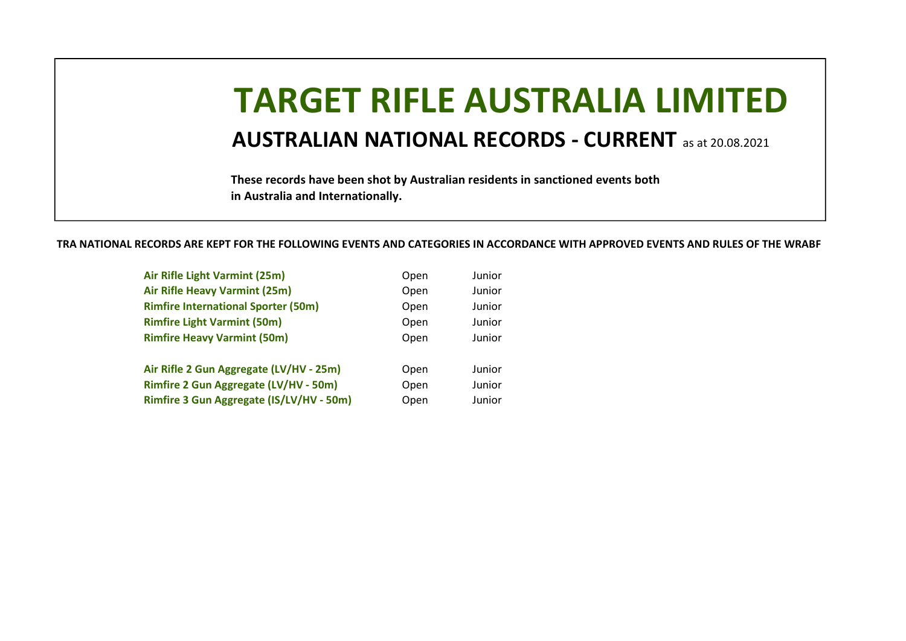# TARGET RIFLE AUSTRALIA LIMITED

## AUSTRALIAN NATIONAL RECORDS - CURRENT as at 20.08.2021

**These records have been shot by Australian residents in sanctioned events both in Australia and Internationally.**

**TRA NATIONAL RECORDS ARE KEPT FOR THE FOLLOWING EVENTS AND CATEGORIES IN ACCORDANCE WITH APPROVED EVENTS AND RULES OF THE WRABF**

| Event | | |
|---|---|---|
| **Air Rifle Light Varmint (25m)** | Open | Junior |
| **Air Rifle Heavy Varmint (25m)** | Open | Junior |
| **Rimfire International Sporter (50m)** | Open | Junior |
| **Rimfire Light Varmint (50m)** | Open | Junior |
| **Rimfire Heavy Varmint (50m)** | Open | Junior |
| | | |
| **Air Rifle 2 Gun Aggregate (LV/HV - 25m)** | Open | Junior |
| **Rimfire 2 Gun Aggregate (LV/HV - 50m)** | Open | Junior |
| **Rimfire 3 Gun Aggregate (IS/LV/HV - 50m)** | Open | Junior |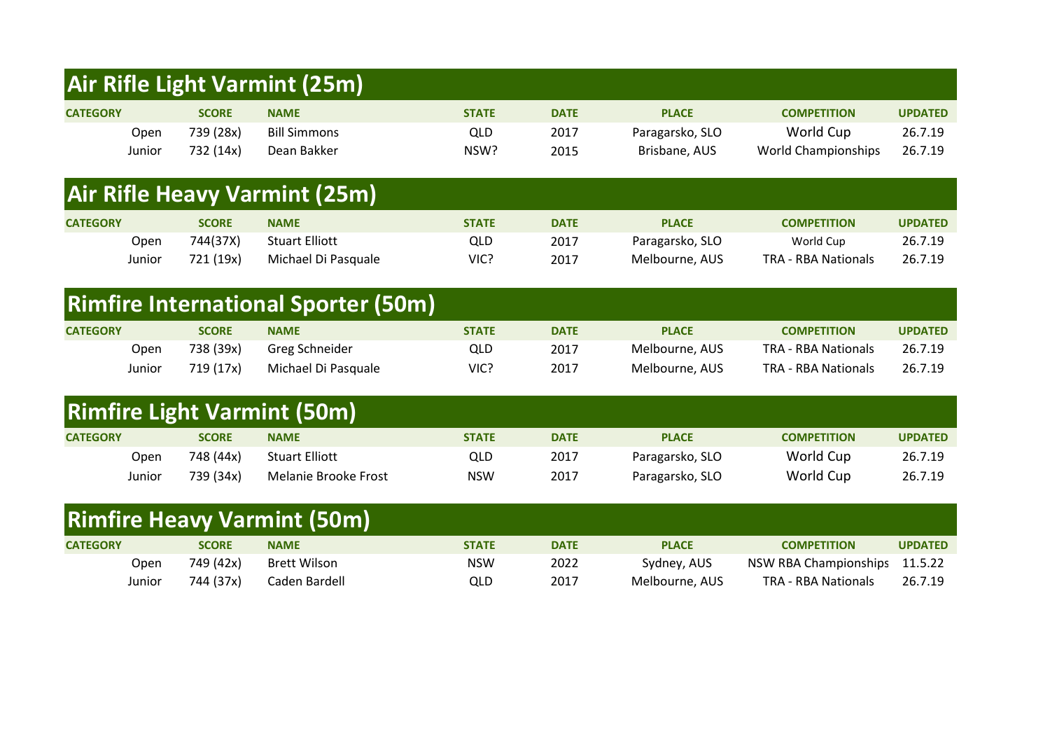## Air Rifle Light Varmint (25m)

| CATEGORY | SCORE | NAME | STATE | DATE | PLACE | COMPETITION | UPDATED |
|---|---|---|---|---|---|---|---|
| Open | 739 (28x) | Bill Simmons | QLD | 2017 | Paragarsko, SLO | World Cup | 26.7.19 |
| Junior | 732 (14x) | Dean Bakker | NSW? | 2015 | Brisbane, AUS | World Championships | 26.7.19 |

## Air Rifle Heavy Varmint (25m)

| CATEGORY | SCORE | NAME | STATE | DATE | PLACE | COMPETITION | UPDATED |
|---|---|---|---|---|---|---|---|
| Open | 744(37X) | Stuart Elliott | QLD | 2017 | Paragarsko, SLO | World Cup | 26.7.19 |
| Junior | 721 (19x) | Michael Di Pasquale | VIC? | 2017 | Melbourne, AUS | TRA - RBA Nationals | 26.7.19 |

## Rimfire International Sporter (50m)

| CATEGORY | SCORE | NAME | STATE | DATE | PLACE | COMPETITION | UPDATED |
|---|---|---|---|---|---|---|---|
| Open | 738 (39x) | Greg Schneider | QLD | 2017 | Melbourne, AUS | TRA - RBA Nationals | 26.7.19 |
| Junior | 719 (17x) | Michael Di Pasquale | VIC? | 2017 | Melbourne, AUS | TRA - RBA Nationals | 26.7.19 |

## Rimfire Light Varmint (50m)

| CATEGORY | SCORE | NAME | STATE | DATE | PLACE | COMPETITION | UPDATED |
|---|---|---|---|---|---|---|---|
| Open | 748 (44x) | Stuart Elliott | QLD | 2017 | Paragarsko, SLO | World Cup | 26.7.19 |
| Junior | 739 (34x) | Melanie Brooke Frost | NSW | 2017 | Paragarsko, SLO | World Cup | 26.7.19 |

## Rimfire Heavy Varmint (50m)

| CATEGORY | SCORE | NAME | STATE | DATE | PLACE | COMPETITION | UPDATED |
|---|---|---|---|---|---|---|---|
| Open | 749 (42x) | Brett Wilson | NSW | 2022 | Sydney, AUS | NSW RBA Championships | 11.5.22 |
| Junior | 744 (37x) | Caden Bardell | QLD | 2017 | Melbourne, AUS | TRA - RBA Nationals | 26.7.19 |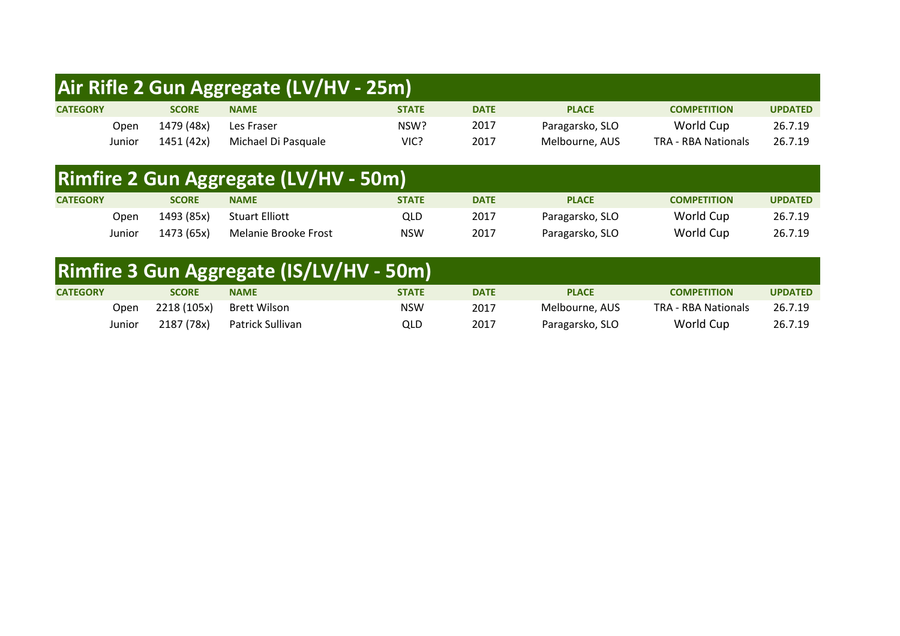## Air Rifle 2 Gun Aggregate (LV/HV - 25m)

| CATEGORY | SCORE | NAME | STATE | DATE | PLACE | COMPETITION | UPDATED |
|---|---|---|---|---|---|---|---|
| Open | 1479 (48x) | Les Fraser | NSW? | 2017 | Paragarsko, SLO | World Cup | 26.7.19 |
| Junior | 1451 (42x) | Michael Di Pasquale | VIC? | 2017 | Melbourne, AUS | TRA - RBA Nationals | 26.7.19 |

## Rimfire 2 Gun Aggregate (LV/HV - 50m)

| CATEGORY | SCORE | NAME | STATE | DATE | PLACE | COMPETITION | UPDATED |
|---|---|---|---|---|---|---|---|
| Open | 1493 (85x) | Stuart Elliott | QLD | 2017 | Paragarsko, SLO | World Cup | 26.7.19 |
| Junior | 1473 (65x) | Melanie Brooke Frost | NSW | 2017 | Paragarsko, SLO | World Cup | 26.7.19 |

## Rimfire 3 Gun Aggregate (IS/LV/HV - 50m)

| CATEGORY | SCORE | NAME | STATE | DATE | PLACE | COMPETITION | UPDATED |
|---|---|---|---|---|---|---|---|
| Open | 2218 (105x) | Brett Wilson | NSW | 2017 | Melbourne, AUS | TRA - RBA Nationals | 26.7.19 |
| Junior | 2187 (78x) | Patrick Sullivan | QLD | 2017 | Paragarsko, SLO | World Cup | 26.7.19 |